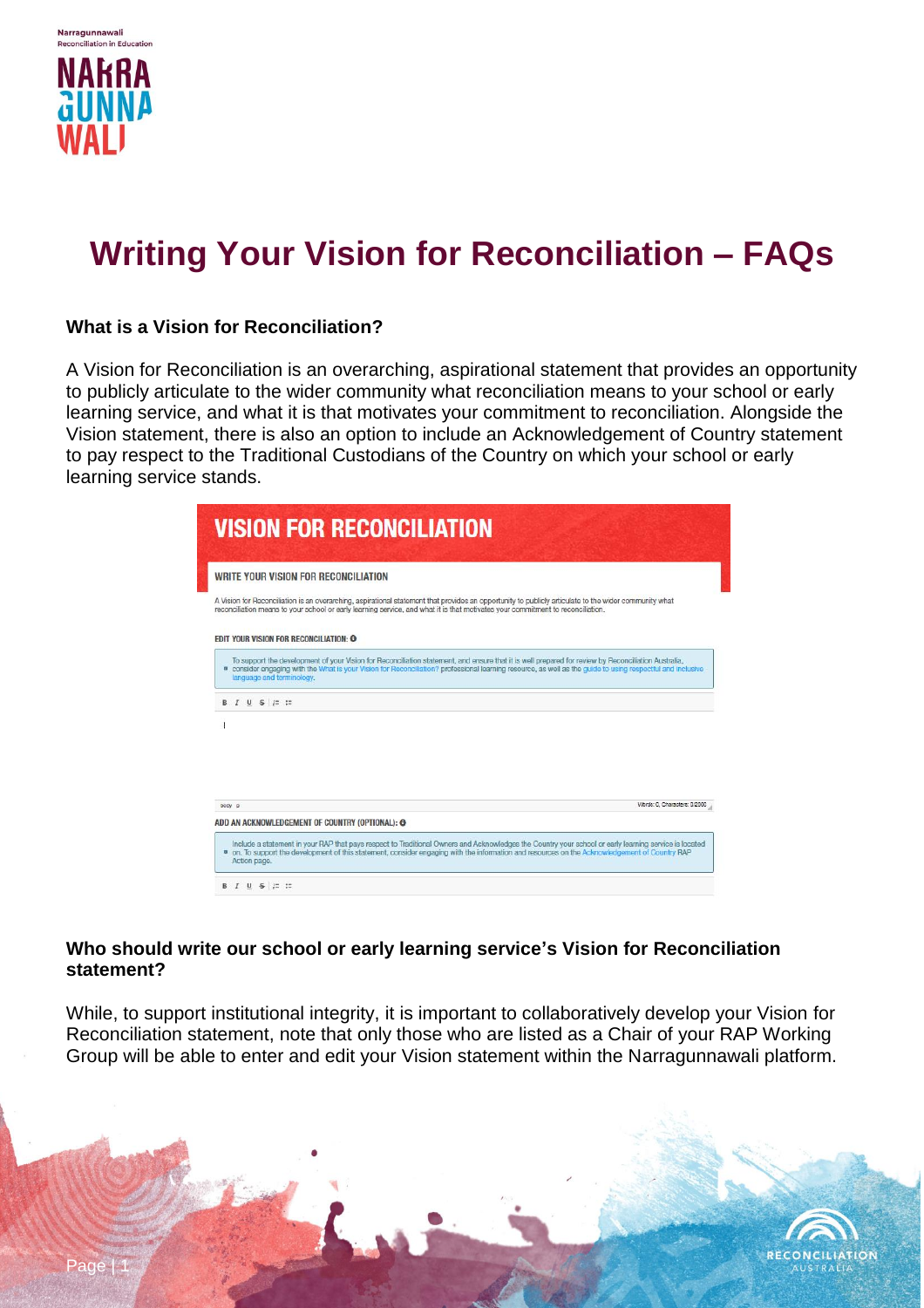# Writing Your Vision for Reconciliation – FAQs

**What is a Vision for Reconciliation?**

A Vision for Reconciliation is an overarching, aspirational statement that provides an opportunity to publicly articulate to the wider community what reconciliation means to your school or early learning service, and what it is that motivates your commitment to reconciliation. Alongside the Vision statement, there is also an option to include an Acknowledgement of Country statement to pay respect to the Traditional Custodians of the Country on which your school or early learning service stands.

**Who should write our school or early learning service's Vision for Reconciliation statement?**

While, to support institutional integrity, it is important to collaboratively develop your Vision for Reconciliation statement, note that only those who are listed as a Chair of your RAP Working Group will be able to enter and edit your Vision statement within the Narragunnawali platform.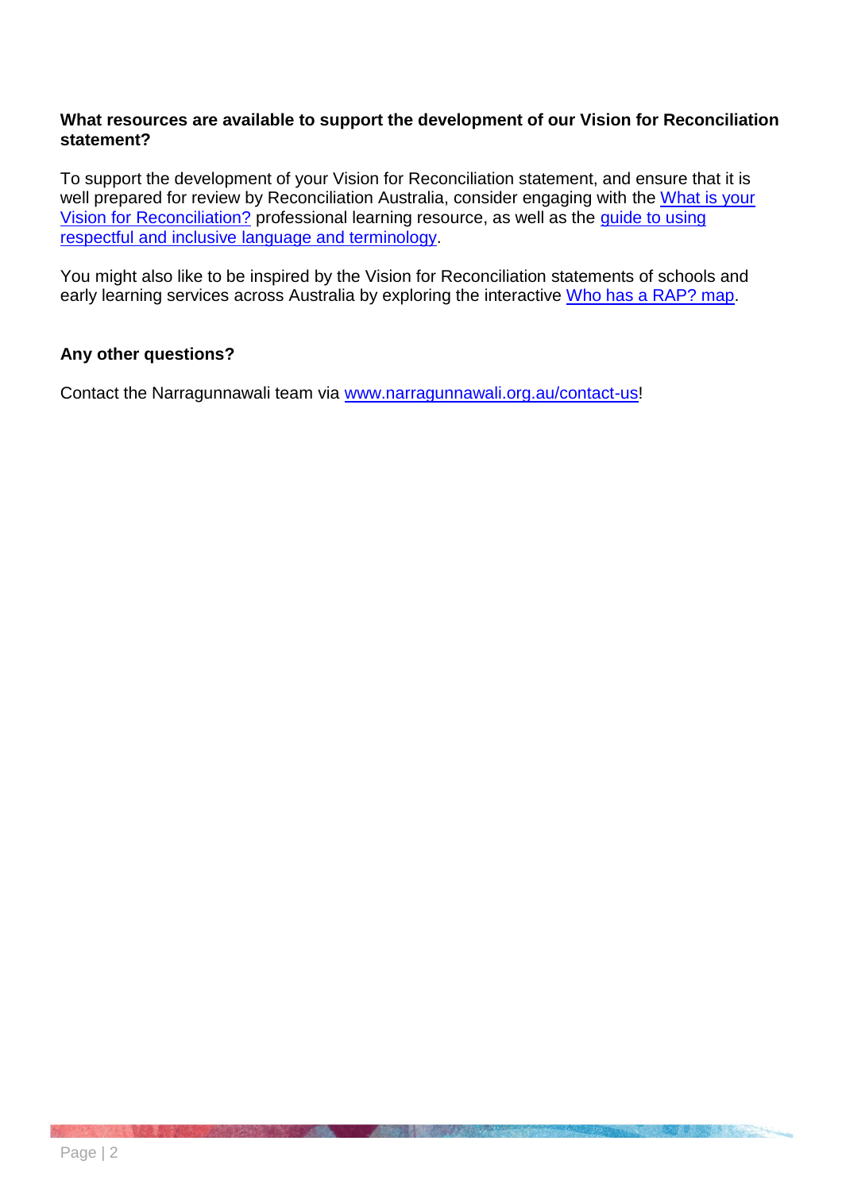**What resources are available to support the development of our Vision for Reconciliation statement?**

To support the development of your Vision for Reconciliation statement, and ensure that it is well prepared for review by Reconciliation Australia, consider engaging with the [What is your Vision for Reconciliation?] professional learning resource, as well as the [guide to using respectful and inclusive language and terminology].

You might also like to be inspired by the Vision for Reconciliation statements of schools and early learning services across Australia by exploring the interactive [Who has a RAP? map].

**Any other questions?**

Contact the Narragunnawali team via www.narragunnawali.org.au/contact-us!